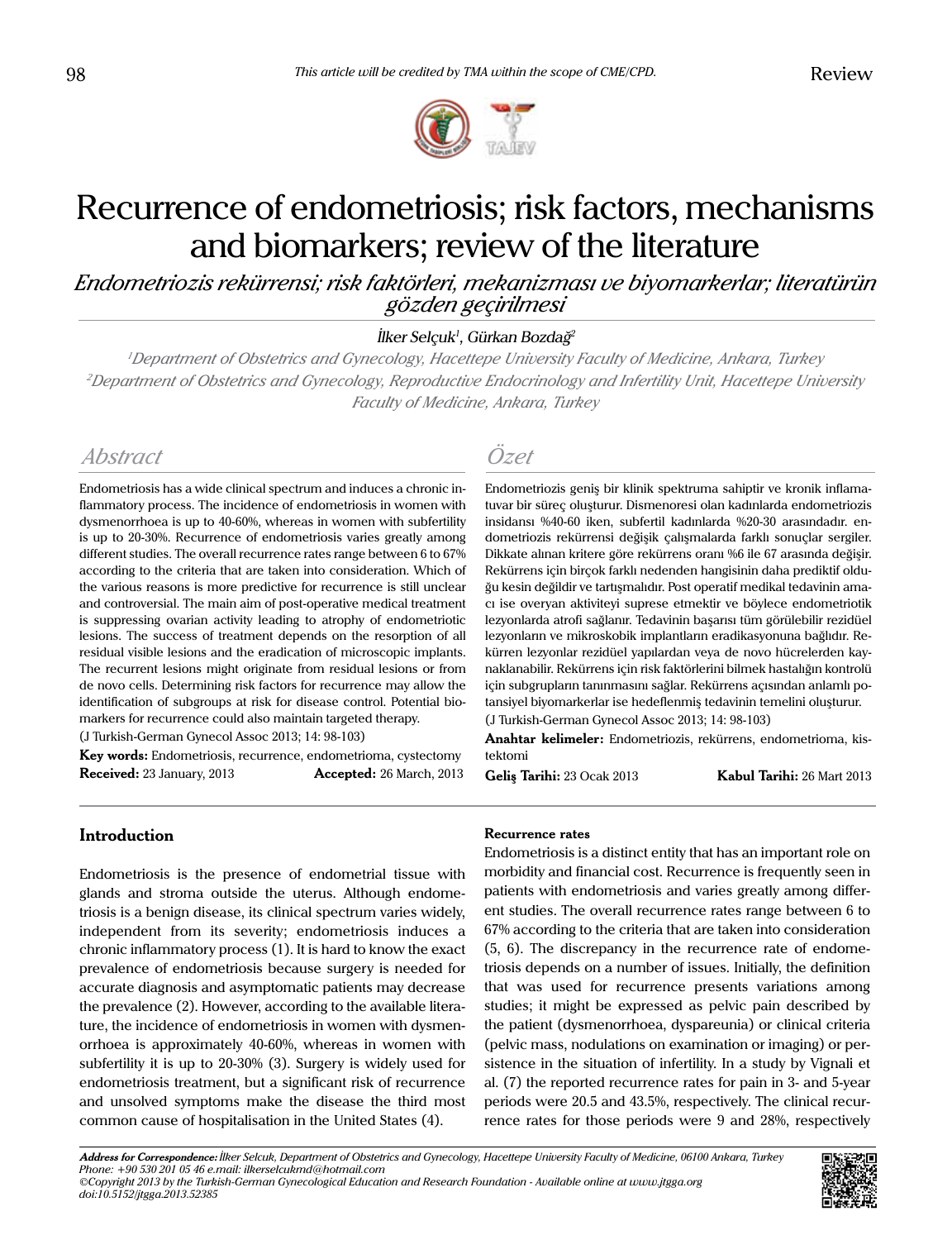This article will be credited by TMA within the scope of CME/CPD.

Review

# Recurrence of endometriosis; risk factors, mechanisms and biomarkers; review of the literature

*Endometriozis rekürrensi; risk faktörleri, mekanizması ve biyomarkerlar; literatürün gözden geçirilmesi*

İlker Selçuk[1], Gürkan Bozdağ[2]

[1]Department of Obstetrics and Gynecology, Hacettepe University Faculty of Medicine, Ankara, Turkey
[2]Department of Obstetrics and Gynecology, Reproductive Endocrinology and Infertility Unit, Hacettepe University Faculty of Medicine, Ankara, Turkey

## Abstract

Endometriosis has a wide clinical spectrum and induces a chronic inflammatory process. The incidence of endometriosis in women with dysmenorrhoea is up to 40-60%, whereas in women with subfertility is up to 20-30%. Recurrence of endometriosis varies greatly among different studies. The overall recurrence rates range between 6 to 67% according to the criteria that are taken into consideration. Which of the various reasons is more predictive for recurrence is still unclear and controversial. The main aim of post-operative medical treatment is suppressing ovarian activity leading to atrophy of endometriotic lesions. The success of treatment depends on the resorption of all residual visible lesions and the eradication of microscopic implants. The recurrent lesions might originate from residual lesions or from de novo cells. Determining risk factors for recurrence may allow the identification of subgroups at risk for disease control. Potential biomarkers for recurrence could also maintain targeted therapy.

(J Turkish-German Gynecol Assoc 2013; 14: 98-103)

**Key words:** Endometriosis, recurrence, endometrioma, cystectomy

**Received:** 23 January, 2013 **Accepted:** 26 March, 2013

## Özet

Endometriozis geniş bir klinik spektruma sahiptir ve kronik inflamatuvar bir süreç oluşturur. Dismenoresi olan kadınlarda endometriozis insidansı %40-60 iken, subfertil kadınlarda %20-30 arasındadır. endometriozis rekürrensi değişik çalışmalarda farklı sonuçlar sergiler. Dikkate alınan kritere göre rekürrens oranı %6 ile 67 arasında değişir. Rekürrens için birçok farklı nedenden hangisinin daha prediktif olduğu kesin değildir ve tartışmalıdır. Post operatif medikal tedavinin amacı ise overyan aktiviteyi suprese etmektir ve böylece endometriotik lezyonlarda atrofi sağlanır. Tedavinin başarısı tüm görülebilir rezidüel lezyonların ve mikroskobik implantların eradikasyonuna bağlıdır. Rekürren lezyonlar rezidüel yapılardan veya de novo hücrelerden kaynaklanabilir. Rekürrens için risk faktörlerini bilmek hastalığın kontrolü için subgrupların tanınmasını sağlar. Rekürrens açısından anlamlı potansiyel biyomarkerlar ise hedeflenmiş tedavinin temelini oluşturur.

(J Turkish-German Gynecol Assoc 2013; 14: 98-103)

**Anahtar kelimeler:** Endometriozis, rekürrens, endometrioma, kistektomi

**Geliş Tarihi:** 23 Ocak 2013 **Kabul Tarihi:** 26 Mart 2013

## Introduction

Endometriosis is the presence of endometrial tissue with glands and stroma outside the uterus. Although endometriosis is a benign disease, its clinical spectrum varies widely, independent from its severity; endometriosis induces a chronic inflammatory process (1). It is hard to know the exact prevalence of endometriosis because surgery is needed for accurate diagnosis and asymptomatic patients may decrease the prevalence (2). However, according to the available literature, the incidence of endometriosis in women with dysmenorrhoea is approximately 40-60%, whereas in women with subfertility it is up to 20-30% (3). Surgery is widely used for endometriosis treatment, but a significant risk of recurrence and unsolved symptoms make the disease the third most common cause of hospitalisation in the United States (4).

### Recurrence rates

Endometriosis is a distinct entity that has an important role on morbidity and financial cost. Recurrence is frequently seen in patients with endometriosis and varies greatly among different studies. The overall recurrence rates range between 6 to 67% according to the criteria that are taken into consideration (5, 6). The discrepancy in the recurrence rate of endometriosis depends on a number of issues. Initially, the definition that was used for recurrence presents variations among studies; it might be expressed as pelvic pain described by the patient (dysmenorrhoea, dyspareunia) or clinical criteria (pelvic mass, nodulations on examination or imaging) or persistence in the situation of infertility. In a study by Vignali et al. (7) the reported recurrence rates for pain in 3- and 5-year periods were 20.5 and 43.5%, respectively. The clinical recurrence rates for those periods were 9 and 28%, respectively

*Address for Correspondence:* İlker Selcuk, Department of Obstetrics and Gynecology, Hacettepe University Faculty of Medicine, 06100 Ankara, Turkey Phone: +90 530 201 05 46 e.mail: ilkerselcukmd@hotmail.com
©Copyright 2013 by the Turkish-German Gynecological Education and Research Foundation - Available online at www.jtgga.org
doi:10.5152/jtgga.2013.52385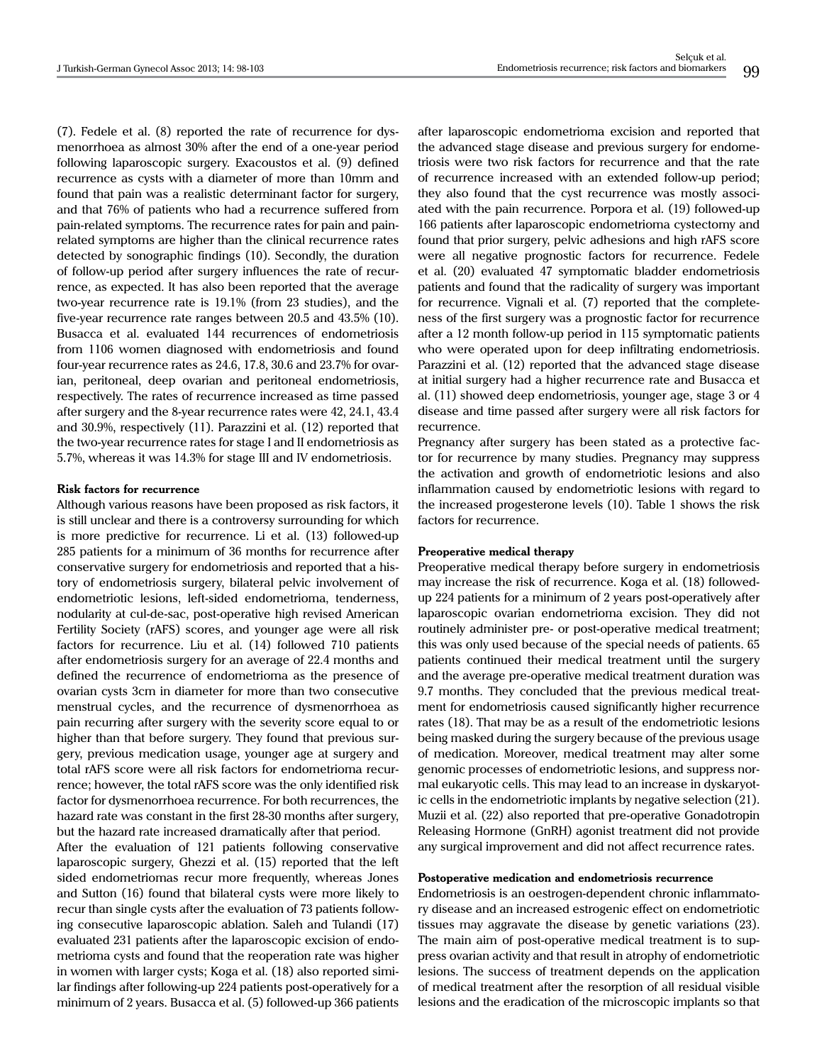(7). Fedele et al. (8) reported the rate of recurrence for dysmenorrhoea as almost 30% after the end of a one-year period following laparoscopic surgery. Exacoustos et al. (9) defined recurrence as cysts with a diameter of more than 10mm and found that pain was a realistic determinant factor for surgery, and that 76% of patients who had a recurrence suffered from pain-related symptoms. The recurrence rates for pain and pain-related symptoms are higher than the clinical recurrence rates detected by sonographic findings (10). Secondly, the duration of follow-up period after surgery influences the rate of recurrence, as expected. It has also been reported that the average two-year recurrence rate is 19.1% (from 23 studies), and the five-year recurrence rate ranges between 20.5 and 43.5% (10). Busacca et al. evaluated 144 recurrences of endometriosis from 1106 women diagnosed with endometriosis and found four-year recurrence rates as 24.6, 17.8, 30.6 and 23.7% for ovarian, peritoneal, deep ovarian and peritoneal endometriosis, respectively. The rates of recurrence increased as time passed after surgery and the 8-year recurrence rates were 42, 24.1, 43.4 and 30.9%, respectively (11). Parazzini et al. (12) reported that the two-year recurrence rates for stage I and II endometriosis as 5.7%, whereas it was 14.3% for stage III and IV endometriosis.

#### Risk factors for recurrence

Although various reasons have been proposed as risk factors, it is still unclear and there is a controversy surrounding for which is more predictive for recurrence. Li et al. (13) followed-up 285 patients for a minimum of 36 months for recurrence after conservative surgery for endometriosis and reported that a history of endometriosis surgery, bilateral pelvic involvement of endometriotic lesions, left-sided endometrioma, tenderness, nodularity at cul-de-sac, post-operative high revised American Fertility Society (rAFS) scores, and younger age were all risk factors for recurrence. Liu et al. (14) followed 710 patients after endometriosis surgery for an average of 22.4 months and defined the recurrence of endometrioma as the presence of ovarian cysts 3cm in diameter for more than two consecutive menstrual cycles, and the recurrence of dysmenorrhoea as pain recurring after surgery with the severity score equal to or higher than that before surgery. They found that previous surgery, previous medication usage, younger age at surgery and total rAFS score were all risk factors for endometrioma recurrence; however, the total rAFS score was the only identified risk factor for dysmenorrhoea recurrence. For both recurrences, the hazard rate was constant in the first 28-30 months after surgery, but the hazard rate increased dramatically after that period.

After the evaluation of 121 patients following conservative laparoscopic surgery, Ghezzi et al. (15) reported that the left sided endometriomas recur more frequently, whereas Jones and Sutton (16) found that bilateral cysts were more likely to recur than single cysts after the evaluation of 73 patients following consecutive laparoscopic ablation. Saleh and Tulandi (17) evaluated 231 patients after the laparoscopic excision of endometrioma cysts and found that the reoperation rate was higher in women with larger cysts; Koga et al. (18) also reported similar findings after following-up 224 patients post-operatively for a minimum of 2 years. Busacca et al. (5) followed-up 366 patients after laparoscopic endometrioma excision and reported that the advanced stage disease and previous surgery for endometriosis were two risk factors for recurrence and that the rate of recurrence increased with an extended follow-up period; they also found that the cyst recurrence was mostly associated with the pain recurrence. Porpora et al. (19) followed-up 166 patients after laparoscopic endometrioma cystectomy and found that prior surgery, pelvic adhesions and high rAFS score were all negative prognostic factors for recurrence. Fedele et al. (20) evaluated 47 symptomatic bladder endometriosis patients and found that the radicality of surgery was important for recurrence. Vignali et al. (7) reported that the completeness of the first surgery was a prognostic factor for recurrence after a 12 month follow-up period in 115 symptomatic patients who were operated upon for deep infiltrating endometriosis. Parazzini et al. (12) reported that the advanced stage disease at initial surgery had a higher recurrence rate and Busacca et al. (11) showed deep endometriosis, younger age, stage 3 or 4 disease and time passed after surgery were all risk factors for recurrence.

Pregnancy after surgery has been stated as a protective factor for recurrence by many studies. Pregnancy may suppress the activation and growth of endometriotic lesions and also inflammation caused by endometriotic lesions with regard to the increased progesterone levels (10). Table 1 shows the risk factors for recurrence.

#### Preoperative medical therapy

Preoperative medical therapy before surgery in endometriosis may increase the risk of recurrence. Koga et al. (18) followed-up 224 patients for a minimum of 2 years post-operatively after laparoscopic ovarian endometrioma excision. They did not routinely administer pre- or post-operative medical treatment; this was only used because of the special needs of patients. 65 patients continued their medical treatment until the surgery and the average pre-operative medical treatment duration was 9.7 months. They concluded that the previous medical treatment for endometriosis caused significantly higher recurrence rates (18). That may be as a result of the endometriotic lesions being masked during the surgery because of the previous usage of medication. Moreover, medical treatment may alter some genomic processes of endometriotic lesions, and suppress normal eukaryotic cells. This may lead to an increase in dyskaryotic cells in the endometriotic implants by negative selection (21). Muzii et al. (22) also reported that pre-operative Gonadotropin Releasing Hormone (GnRH) agonist treatment did not provide any surgical improvement and did not affect recurrence rates.

#### Postoperative medication and endometriosis recurrence

Endometriosis is an oestrogen-dependent chronic inflammatory disease and an increased estrogenic effect on endometriotic tissues may aggravate the disease by genetic variations (23). The main aim of post-operative medical treatment is to suppress ovarian activity and that result in atrophy of endometriotic lesions. The success of treatment depends on the application of medical treatment after the resorption of all residual visible lesions and the eradication of the microscopic implants so that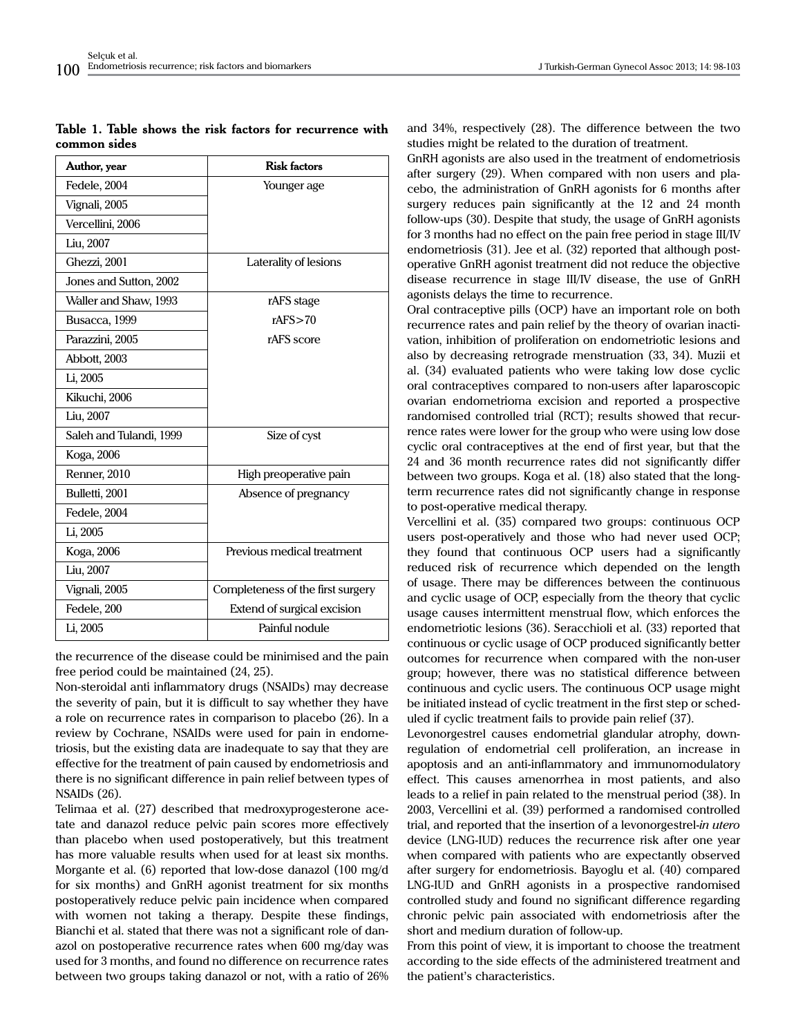**Table 1. Table shows the risk factors for recurrence with common sides**

| Author, year | Risk factors |
|---|---|
| Fedele, 2004 | Younger age |
| Vignali, 2005 | |
| Vercellini, 2006 | |
| Liu, 2007 | |
| Ghezzi, 2001 | Laterality of lesions |
| Jones and Sutton, 2002 | |
| Waller and Shaw, 1993 | rAFS stage |
| Busacca, 1999 | rAFS>70 |
| Parazzini, 2005 | rAFS score |
| Abbott, 2003 | |
| Li, 2005 | |
| Kikuchi, 2006 | |
| Liu, 2007 | |
| Saleh and Tulandi, 1999 | Size of cyst |
| Koga, 2006 | |
| Renner, 2010 | High preoperative pain |
| Bulletti, 2001 | Absence of pregnancy |
| Fedele, 2004 | |
| Li, 2005 | |
| Koga, 2006 | Previous medical treatment |
| Liu, 2007 | |
| Vignali, 2005 | Completeness of the first surgery |
| Fedele, 200 | Extend of surgical excision |
| Li, 2005 | Painful nodule |

the recurrence of the disease could be minimised and the pain free period could be maintained (24, 25).

Non-steroidal anti inflammatory drugs (NSAIDs) may decrease the severity of pain, but it is difficult to say whether they have a role on recurrence rates in comparison to placebo (26). In a review by Cochrane, NSAIDs were used for pain in endometriosis, but the existing data are inadequate to say that they are effective for the treatment of pain caused by endometriosis and there is no significant difference in pain relief between types of NSAIDs (26).

Telimaa et al. (27) described that medroxyprogesterone acetate and danazol reduce pelvic pain scores more effectively than placebo when used postoperatively, but this treatment has more valuable results when used for at least six months. Morgante et al. (6) reported that low-dose danazol (100 mg/d for six months) and GnRH agonist treatment for six months postoperatively reduce pelvic pain incidence when compared with women not taking a therapy. Despite these findings, Bianchi et al. stated that there was not a significant role of danazol on postoperative recurrence rates when 600 mg/day was used for 3 months, and found no difference on recurrence rates between two groups taking danazol or not, with a ratio of 26% and 34%, respectively (28). The difference between the two studies might be related to the duration of treatment.

GnRH agonists are also used in the treatment of endometriosis after surgery (29). When compared with non users and placebo, the administration of GnRH agonists for 6 months after surgery reduces pain significantly at the 12 and 24 month follow-ups (30). Despite that study, the usage of GnRH agonists for 3 months had no effect on the pain free period in stage III/IV endometriosis (31). Jee et al. (32) reported that although postoperative GnRH agonist treatment did not reduce the objective disease recurrence in stage III/IV disease, the use of GnRH agonists delays the time to recurrence.

Oral contraceptive pills (OCP) have an important role on both recurrence rates and pain relief by the theory of ovarian inactivation, inhibition of proliferation on endometriotic lesions and also by decreasing retrograde menstruation (33, 34). Muzii et al. (34) evaluated patients who were taking low dose cyclic oral contraceptives compared to non-users after laparoscopic ovarian endometrioma excision and reported a prospective randomised controlled trial (RCT); results showed that recurrence rates were lower for the group who were using low dose cyclic oral contraceptives at the end of first year, but that the 24 and 36 month recurrence rates did not significantly differ between two groups. Koga et al. (18) also stated that the long-term recurrence rates did not significantly change in response to post-operative medical therapy.

Vercellini et al. (35) compared two groups: continuous OCP users post-operatively and those who had never used OCP; they found that continuous OCP users had a significantly reduced risk of recurrence which depended on the length of usage. There may be differences between the continuous and cyclic usage of OCP, especially from the theory that cyclic usage causes intermittent menstrual flow, which enforces the endometriotic lesions (36). Seracchioli et al. (33) reported that continuous or cyclic usage of OCP produced significantly better outcomes for recurrence when compared with the non-user group; however, there was no statistical difference between continuous and cyclic users. The continuous OCP usage might be initiated instead of cyclic treatment in the first step or scheduled if cyclic treatment fails to provide pain relief (37).

Levonorgestrel causes endometrial glandular atrophy, downregulation of endometrial cell proliferation, an increase in apoptosis and an anti-inflammatory and immunomodulatory effect. This causes amenorrhea in most patients, and also leads to a relief in pain related to the menstrual period (38). In 2003, Vercellini et al. (39) performed a randomised controlled trial, and reported that the insertion of a levonorgestrel-*in utero* device (LNG-IUD) reduces the recurrence risk after one year when compared with patients who are expectantly observed after surgery for endometriosis. Bayoglu et al. (40) compared LNG-IUD and GnRH agonists in a prospective randomised controlled study and found no significant difference regarding chronic pelvic pain associated with endometriosis after the short and medium duration of follow-up.

From this point of view, it is important to choose the treatment according to the side effects of the administered treatment and the patient's characteristics.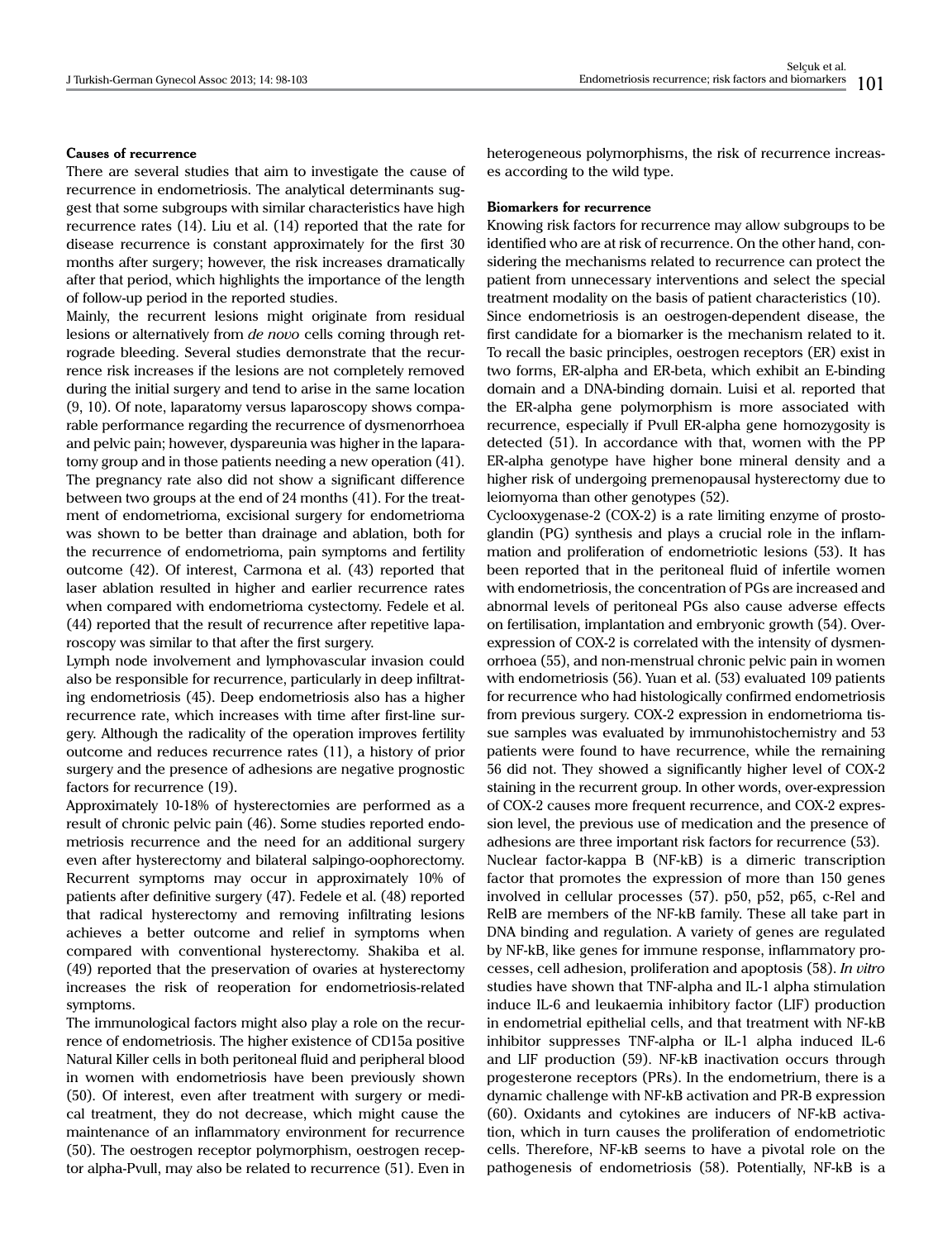**Causes of recurrence**

There are several studies that aim to investigate the cause of recurrence in endometriosis. The analytical determinants suggest that some subgroups with similar characteristics have high recurrence rates (14). Liu et al. (14) reported that the rate for disease recurrence is constant approximately for the first 30 months after surgery; however, the risk increases dramatically after that period, which highlights the importance of the length of follow-up period in the reported studies.

Mainly, the recurrent lesions might originate from residual lesions or alternatively from *de novo* cells coming through retrograde bleeding. Several studies demonstrate that the recurrence risk increases if the lesions are not completely removed during the initial surgery and tend to arise in the same location (9, 10). Of note, laparatomy versus laparoscopy shows comparable performance regarding the recurrence of dysmenorrhoea and pelvic pain; however, dyspareunia was higher in the laparatomy group and in those patients needing a new operation (41). The pregnancy rate also did not show a significant difference between two groups at the end of 24 months (41). For the treatment of endometrioma, excisional surgery for endometrioma was shown to be better than drainage and ablation, both for the recurrence of endometrioma, pain symptoms and fertility outcome (42). Of interest, Carmona et al. (43) reported that laser ablation resulted in higher and earlier recurrence rates when compared with endometrioma cystectomy. Fedele et al. (44) reported that the result of recurrence after repetitive laparoscopy was similar to that after the first surgery.

Lymph node involvement and lymphovascular invasion could also be responsible for recurrence, particularly in deep infiltrating endometriosis (45). Deep endometriosis also has a higher recurrence rate, which increases with time after first-line surgery. Although the radicality of the operation improves fertility outcome and reduces recurrence rates (11), a history of prior surgery and the presence of adhesions are negative prognostic factors for recurrence (19).

Approximately 10-18% of hysterectomies are performed as a result of chronic pelvic pain (46). Some studies reported endometriosis recurrence and the need for an additional surgery even after hysterectomy and bilateral salpingo-oophorectomy. Recurrent symptoms may occur in approximately 10% of patients after definitive surgery (47). Fedele et al. (48) reported that radical hysterectomy and removing infiltrating lesions achieves a better outcome and relief in symptoms when compared with conventional hysterectomy. Shakiba et al. (49) reported that the preservation of ovaries at hysterectomy increases the risk of reoperation for endometriosis-related symptoms.

The immunological factors might also play a role on the recurrence of endometriosis. The higher existence of CD15a positive Natural Killer cells in both peritoneal fluid and peripheral blood in women with endometriosis have been previously shown (50). Of interest, even after treatment with surgery or medical treatment, they do not decrease, which might cause the maintenance of an inflammatory environment for recurrence (50). The oestrogen receptor polymorphism, oestrogen receptor alpha-PvuII, may also be related to recurrence (51). Even in heterogeneous polymorphisms, the risk of recurrence increases according to the wild type.

**Biomarkers for recurrence**

Knowing risk factors for recurrence may allow subgroups to be identified who are at risk of recurrence. On the other hand, considering the mechanisms related to recurrence can protect the patient from unnecessary interventions and select the special treatment modality on the basis of patient characteristics (10).

Since endometriosis is an oestrogen-dependent disease, the first candidate for a biomarker is the mechanism related to it. To recall the basic principles, oestrogen receptors (ER) exist in two forms, ER-alpha and ER-beta, which exhibit an E-binding domain and a DNA-binding domain. Luisi et al. reported that the ER-alpha gene polymorphism is more associated with recurrence, especially if PvuII ER-alpha gene homozygosity is detected (51). In accordance with that, women with the PP ER-alpha genotype have higher bone mineral density and a higher risk of undergoing premenopausal hysterectomy due to leiomyoma than other genotypes (52).

Cyclooxygenase-2 (COX-2) is a rate limiting enzyme of prostoglandin (PG) synthesis and plays a crucial role in the inflammation and proliferation of endometriotic lesions (53). It has been reported that in the peritoneal fluid of infertile women with endometriosis, the concentration of PGs are increased and abnormal levels of peritoneal PGs also cause adverse effects on fertilisation, implantation and embryonic growth (54). Over-expression of COX-2 is correlated with the intensity of dysmenorrhoea (55), and non-menstrual chronic pelvic pain in women with endometriosis (56). Yuan et al. (53) evaluated 109 patients for recurrence who had histologically confirmed endometriosis from previous surgery. COX-2 expression in endometrioma tissue samples was evaluated by immunohistochemistry and 53 patients were found to have recurrence, while the remaining 56 did not. They showed a significantly higher level of COX-2 staining in the recurrent group. In other words, over-expression of COX-2 causes more frequent recurrence, and COX-2 expression level, the previous use of medication and the presence of adhesions are three important risk factors for recurrence (53).

Nuclear factor-kappa B (NF-kB) is a dimeric transcription factor that promotes the expression of more than 150 genes involved in cellular processes (57). p50, p52, p65, c-Rel and RelB are members of the NF-kB family. These all take part in DNA binding and regulation. A variety of genes are regulated by NF-kB, like genes for immune response, inflammatory processes, cell adhesion, proliferation and apoptosis (58). *In vitro* studies have shown that TNF-alpha and IL-1 alpha stimulation induce IL-6 and leukaemia inhibitory factor (LIF) production in endometrial epithelial cells, and that treatment with NF-kB inhibitor suppresses TNF-alpha or IL-1 alpha induced IL-6 and LIF production (59). NF-kB inactivation occurs through progesterone receptors (PRs). In the endometrium, there is a dynamic challenge with NF-kB activation and PR-B expression (60). Oxidants and cytokines are inducers of NF-kB activation, which in turn causes the proliferation of endometriotic cells. Therefore, NF-kB seems to have a pivotal role on the pathogenesis of endometriosis (58). Potentially, NF-kB is a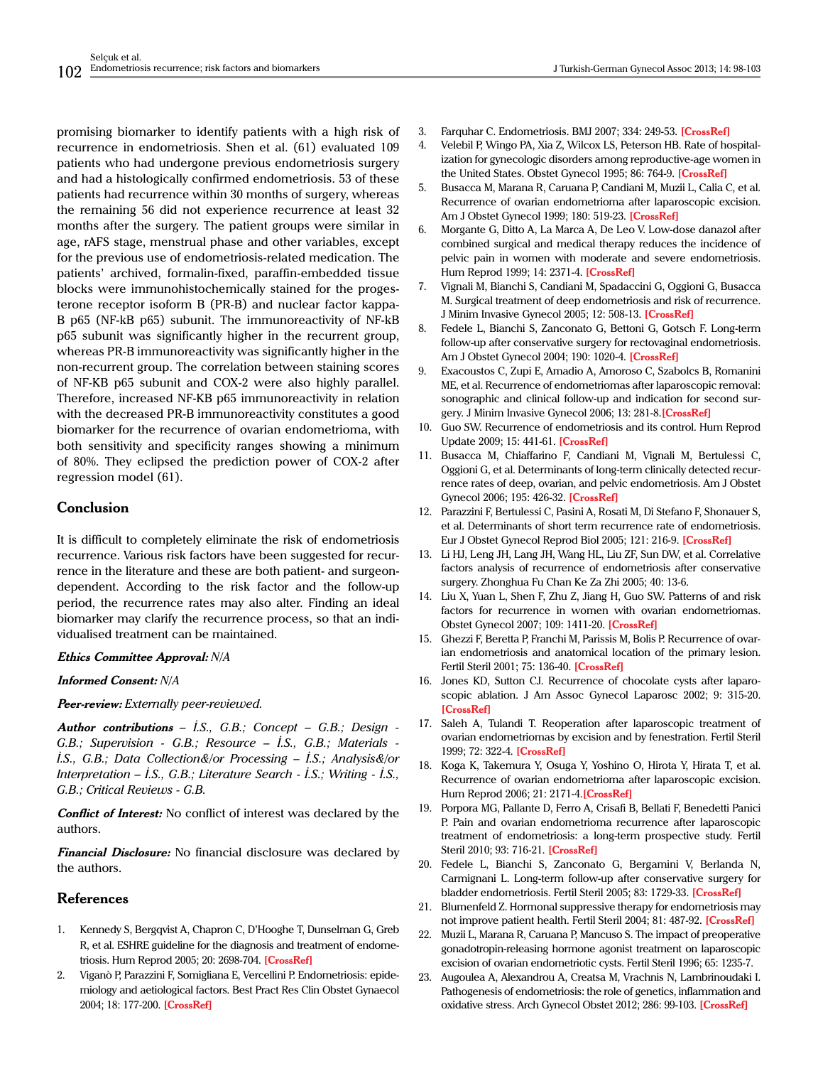promising biomarker to identify patients with a high risk of recurrence in endometriosis. Shen et al. (61) evaluated 109 patients who had undergone previous endometriosis surgery and had a histologically confirmed endometriosis. 53 of these patients had recurrence within 30 months of surgery, whereas the remaining 56 did not experience recurrence at least 32 months after the surgery. The patient groups were similar in age, rAFS stage, menstrual phase and other variables, except for the previous use of endometriosis-related medication. The patients' archived, formalin-fixed, paraffin-embedded tissue blocks were immunohistochemically stained for the progesterone receptor isoform B (PR-B) and nuclear factor kappa-B p65 (NF-kB p65) subunit. The immunoreactivity of NF-kB p65 subunit was significantly higher in the recurrent group, whereas PR-B immunoreactivity was significantly higher in the non-recurrent group. The correlation between staining scores of NF-KB p65 subunit and COX-2 were also highly parallel. Therefore, increased NF-KB p65 immunoreactivity in relation with the decreased PR-B immunoreactivity constitutes a good biomarker for the recurrence of ovarian endometrioma, with both sensitivity and specificity ranges showing a minimum of 80%. They eclipsed the prediction power of COX-2 after regression model (61).

## Conclusion

It is difficult to completely eliminate the risk of endometriosis recurrence. Various risk factors have been suggested for recurrence in the literature and these are both patient- and surgeon-dependent. According to the risk factor and the follow-up period, the recurrence rates may also alter. Finding an ideal biomarker may clarify the recurrence process, so that an individualised treatment can be maintained.

***Ethics Committee Approval:*** *N/A*

***Informed Consent:*** *N/A*

***Peer-review:*** *Externally peer-reviewed.*

***Author contributions*** *– İ.S., G.B.; Concept – G.B.; Design - G.B.; Supervision - G.B.; Resource – İ.S., G.B.; Materials - İ.S., G.B.; Data Collection&/or Processing – İ.S.; Analysis&/or Interpretation – İ.S., G.B.; Literature Search - İ.S.; Writing - İ.S., G.B.; Critical Reviews - G.B.*

***Conflict of Interest:*** No conflict of interest was declared by the authors.

***Financial Disclosure:*** No financial disclosure was declared by the authors.

## References

1. Kennedy S, Bergqvist A, Chapron C, D'Hooghe T, Dunselman G, Greb R, et al. ESHRE guideline for the diagnosis and treatment of endometriosis. Hum Reprod 2005; 20: 2698-704. [CrossRef]
2. Viganò P, Parazzini F, Somigliana E, Vercellini P. Endometriosis: epidemiology and aetiological factors. Best Pract Res Clin Obstet Gynaecol 2004; 18: 177-200. [CrossRef]
3. Farquhar C. Endometriosis. BMJ 2007; 334: 249-53. [CrossRef]
4. Velebil P, Wingo PA, Xia Z, Wilcox LS, Peterson HB. Rate of hospitalization for gynecologic disorders among reproductive-age women in the United States. Obstet Gynecol 1995; 86: 764-9. [CrossRef]
5. Busacca M, Marana R, Caruana P, Candiani M, Muzii L, Calia C, et al. Recurrence of ovarian endometrioma after laparoscopic excision. Am J Obstet Gynecol 1999; 180: 519-23. [CrossRef]
6. Morgante G, Ditto A, La Marca A, De Leo V. Low-dose danazol after combined surgical and medical therapy reduces the incidence of pelvic pain in women with moderate and severe endometriosis. Hum Reprod 1999; 14: 2371-4. [CrossRef]
7. Vignali M, Bianchi S, Candiani M, Spadaccini G, Oggioni G, Busacca M. Surgical treatment of deep endometriosis and risk of recurrence. J Minim Invasive Gynecol 2005; 12: 508-13. [CrossRef]
8. Fedele L, Bianchi S, Zanconato G, Bettoni G, Gotsch F. Long-term follow-up after conservative surgery for rectovaginal endometriosis. Am J Obstet Gynecol 2004; 190: 1020-4. [CrossRef]
9. Exacoustos C, Zupi E, Amadio A, Amoroso C, Szabolcs B, Romanini ME, et al. Recurrence of endometriomas after laparoscopic removal: sonographic and clinical follow-up and indication for second surgery. J Minim Invasive Gynecol 2006; 13: 281-8.[CrossRef]
10. Guo SW. Recurrence of endometriosis and its control. Hum Reprod Update 2009; 15: 441-61. [CrossRef]
11. Busacca M, Chiaffarino F, Candiani M, Vignali M, Bertulessi C, Oggioni G, et al. Determinants of long-term clinically detected recurrence rates of deep, ovarian, and pelvic endometriosis. Am J Obstet Gynecol 2006; 195: 426-32. [CrossRef]
12. Parazzini F, Bertulessi C, Pasini A, Rosati M, Di Stefano F, Shonauer S, et al. Determinants of short term recurrence rate of endometriosis. Eur J Obstet Gynecol Reprod Biol 2005; 121: 216-9. [CrossRef]
13. Li HJ, Leng JH, Lang JH, Wang HL, Liu ZF, Sun DW, et al. Correlative factors analysis of recurrence of endometriosis after conservative surgery. Zhonghua Fu Chan Ke Za Zhi 2005; 40: 13-6.
14. Liu X, Yuan L, Shen F, Zhu Z, Jiang H, Guo SW. Patterns of and risk factors for recurrence in women with ovarian endometriomas. Obstet Gynecol 2007; 109: 1411-20. [CrossRef]
15. Ghezzi F, Beretta P, Franchi M, Parissis M, Bolis P. Recurrence of ovarian endometriosis and anatomical location of the primary lesion. Fertil Steril 2001; 75: 136-40. [CrossRef]
16. Jones KD, Sutton CJ. Recurrence of chocolate cysts after laparoscopic ablation. J Am Assoc Gynecol Laparosc 2002; 9: 315-20. [CrossRef]
17. Saleh A, Tulandi T. Reoperation after laparoscopic treatment of ovarian endometriomas by excision and by fenestration. Fertil Steril 1999; 72: 322-4. [CrossRef]
18. Koga K, Takemura Y, Osuga Y, Yoshino O, Hirota Y, Hirata T, et al. Recurrence of ovarian endometrioma after laparoscopic excision. Hum Reprod 2006; 21: 2171-4.[CrossRef]
19. Porpora MG, Pallante D, Ferro A, Crisafi B, Bellati F, Benedetti Panici P. Pain and ovarian endometrioma recurrence after laparoscopic treatment of endometriosis: a long-term prospective study. Fertil Steril 2010; 93: 716-21. [CrossRef]
20. Fedele L, Bianchi S, Zanconato G, Bergamini V, Berlanda N, Carmignani L. Long-term follow-up after conservative surgery for bladder endometriosis. Fertil Steril 2005; 83: 1729-33. [CrossRef]
21. Blumenfeld Z. Hormonal suppressive therapy for endometriosis may not improve patient health. Fertil Steril 2004; 81: 487-92. [CrossRef]
22. Muzii L, Marana R, Caruana P, Mancuso S. The impact of preoperative gonadotropin-releasing hormone agonist treatment on laparoscopic excision of ovarian endometriotic cysts. Fertil Steril 1996; 65: 1235-7.
23. Augoulea A, Alexandrou A, Creatsa M, Vrachnis N, Lambrinoudaki I. Pathogenesis of endometriosis: the role of genetics, inflammation and oxidative stress. Arch Gynecol Obstet 2012; 286: 99-103. [CrossRef]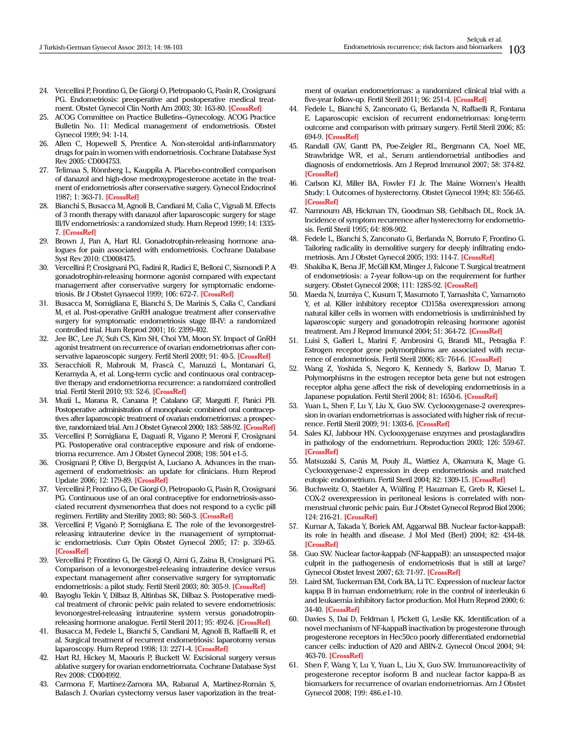24. Vercellini P, Frontino G, De Giorgi O, Pietropaolo G, Pasin R, Crosignani PG. Endometriosis: preoperative and postoperative medical treatment. Obstet Gynecol Clin North Am 2003; 30: 163-80. [CrossRef]
25. ACOG Committee on Practice Bulletins--Gynecology. ACOG Practice Bulletin No. 11: Medical management of endometriosis. Obstet Gynecol 1999; 94: 1-14.
26. Allen C, Hopewell S, Prentice A. Non-steroidal anti-inflammatory drugs for pain in women with endometriosis. Cochrane Database Syst Rev 2005: CD004753.
27. Telimaa S, Rönnberg L, Kauppila A. Placebo-controlled comparison of danazol and high-dose medroxyprogesterone acetate in the treatment of endometriosis after conservative surgery. Gynecol Endocrinol 1987; 1: 363-71. [CrossRef]
28. Bianchi S, Busacca M, Agnoli B, Candiani M, Calia C, Vignali M. Effects of 3 month therapy with danazol after laparoscopic surgery for stage III/IV endometriosis: a randomized study. Hum Reprod 1999; 14: 1335-7. [CrossRef]
29. Brown J, Pan A, Hart RJ. Gonadotrophin-releasing hormone analogues for pain associated with endometriosis. Cochrane Database Syst Rev 2010: CD008475.
30. Vercellini P, Crosignani PG, Fadini R, Radici E, Belloni C, Sismondi P. A gonadotrophin-releasing hormone agonist compared with expectant management after conservative surgery for symptomatic endometriosis. Br J Obstet Gynaecol 1999; 106: 672-7. [CrossRef]
31. Busacca M, Somigliana E, Bianchi S, De Marinis S, Calia C, Candiani M, et al. Post-operative GnRH analogue treatment after conservative surgery for symptomatic endometriosis stage III-IV: a randomized controlled trial. Hum Reprod 2001; 16: 2399-402.
32. Jee BC, Lee JY, Suh CS, Kim SH, Choi YM, Moon SY. Impact of GnRH agonist treatment on recurrence of ovarian endometriomas after conservative laparoscopic surgery. Fertil Steril 2009; 91: 40-5. [CrossRef]
33. Seracchioli R, Mabrouk M, Frascà C, Manuzzi L, Montanari G, Keramyda A, et al. Long-term cyclic and continuous oral contraceptive therapy and endometrioma recurrence: a randomized controlled trial. Fertil Steril 2010; 93: 52-6. [CrossRef]
34. Muzii L, Marana R, Caruana P, Catalano GF, Margutti F, Panici PB. Postoperative administration of monophasic combined oral contraceptives after laparoscopic treatment of ovarian endometriomas: a prospective, randomized trial. Am J Obstet Gynecol 2000; 183: 588-92. [CrossRef]
35. Vercellini P, Somigliana E, Daguati R, Vigano P, Meroni F, Crosignani PG. Postoperative oral contraceptive exposure and risk of endometrioma recurrence. Am J Obstet Gynecol 2008; 198: 504 e1-5.
36. Crosignani P, Olive D, Bergqvist A, Luciano A. Advances in the management of endometriosis: an update for clinicians. Hum Reprod Update 2006; 12: 179-89. [CrossRef]
37. Vercellini P, Frontino G, De Giorgi O, Pietropaolo G, Pasin R, Crosignani PG. Continuous use of an oral contraceptive for endometriosis-associated recurrent dysmenorrhea that does not respond to a cyclic pill regimen. Fertility and Sterility 2003; 80: 560-3. [CrossRef]
38. Vercellini P, Viganò P, Somigliana E. The role of the levonorgestrel-releasing intrauterine device in the management of symptomatic endometriosis. Curr Opin Obstet Gynecol 2005; 17: p. 359-65. [CrossRef]
39. Vercellini P, Frontino G, De Giorgi O, Aimi G, Zaina B, Crosignani PG. Comparison of a levonorgestrel-releasing intrauterine device versus expectant management after conservative surgery for symptomatic endometriosis: a pilot study. Fertil Steril 2003; 80: 305-9. [CrossRef]
40. Bayoglu Tekin Y, Dilbaz B, Altinbas SK, Dilbaz S. Postoperative medical treatment of chronic pelvic pain related to severe endometriosis: levonorgestrel-releasing intrauterine system versus gonadotropin-releasing hormone analogue. Fertil Steril 2011; 95: 492-6. [CrossRef]
41. Busacca M, Fedele L, Bianchi S, Candiani M, Agnoli B, Raffaelli R, et al. Surgical treatment of recurrent endometriosis: laparotomy versus laparoscopy. Hum Reprod 1998; 13: 2271-4. [CrossRef]
42. Hart RJ, Hickey M, Maouris P, Buckett W. Excisional surgery versus ablative surgery for ovarian endometriomata. Cochrane Database Syst Rev 2008: CD004992.
43. Carmona F, Martínez-Zamora MA, Rabanal A, Martínez-Román S, Balasch J. Ovarian cystectomy versus laser vaporization in the treatment of ovarian endometriomas: a randomized clinical trial with a five-year follow-up. Fertil Steril 2011; 96: 251-4. [CrossRef]
44. Fedele L, Bianchi S, Zanconato G, Berlanda N, Raffaelli R, Fontana E. Laparoscopic excision of recurrent endometriomas: long-term outcome and comparison with primary surgery. Fertil Steril 2006; 85: 694-9. [CrossRef]
45. Randall GW, Gantt PA, Poe-Zeigler RL, Bergmann CA, Noel ME, Strawbridge WR, et al., Serum antiendometrial antibodies and diagnosis of endometriosis. Am J Reprod Immunol 2007; 58: 374-82. [CrossRef]
46. Carlson KJ, Miller BA, Fowler FJ Jr. The Maine Women's Health Study: I. Outcomes of hysterectomy. Obstet Gynecol 1994; 83: 556-65. [CrossRef]
47. Namnoum AB, Hickman TN, Goodman SB, Gehlbach DL, Rock JA. Incidence of symptom recurrence after hysterectomy for endometriosis. Fertil Steril 1995; 64: 898-902.
48. Fedele L, Bianchi S, Zanconato G, Berlanda N, Borruto F, Frontino G. Tailoring radicality in demolitive surgery for deeply infiltrating endometriosis. Am J Obstet Gynecol 2005; 193: 114-7. [CrossRef]
49. Shakiba K, Bena JF, McGill KM, Minger J, Falcone T. Surgical treatment of endometriosis: a 7-year follow-up on the requirement for further surgery. Obstet Gynecol 2008; 111: 1285-92. [CrossRef]
50. Maeda N, Izumiya C, Kusum T, Masumoto T, Yamashita C, Yamamoto Y, et al. Killer inhibitory receptor CD158a overexpression among natural killer cells in women with endometriosis is undiminished by laparoscopic surgery and gonadotropin releasing hormone agonist treatment. Am J Reprod Immunol 2004; 51: 364-72. [CrossRef]
51. Luisi S, Galleri L, Marini F, Ambrosini G, Brandi ML, Petraglia F. Estrogen receptor gene polymorphisms are associated with recurrence of endometriosis. Fertil Steril 2006; 85: 764-6. [CrossRef]
52. Wang Z, Yoshida S, Negoro K, Kennedy S, Barlow D, Maruo T. Polymorphisms in the estrogen receptor beta gene but not estrogen receptor alpha gene affect the risk of developing endometriosis in a Japanese population. Fertil Steril 2004; 81: 1650-6. [CrossRef]
53. Yuan L, Shen F, Lu Y, Liu X, Guo SW. Cyclooxygenase-2 overexpression in ovarian endometriomas is associated with higher risk of recurrence. Fertil Steril 2009; 91: 1303-6. [CrossRef]
54. Sales KJ, Jabbour HN. Cyclooxygenase enzymes and prostaglandins in pathology of the endometrium. Reproduction 2003; 126: 559-67. [CrossRef]
55. Matsuzaki S, Canis M, Pouly JL, Wattiez A, Okamura K, Mage G. Cyclooxygenase-2 expression in deep endometriosis and matched eutopic endometrium. Fertil Steril 2004; 82: 1309-15. [CrossRef]
56. Buchweitz O, Staebler A, Wülfing P, Hauzman E, Greb R, Kiesel L. COX-2 overexpression in peritoneal lesions is correlated with nonmenstrual chronic pelvic pain. Eur J Obstet Gynecol Reprod Biol 2006; 124: 216-21. [CrossRef]
57. Kumar A, Takada Y, Boriek AM, Aggarwal BB. Nuclear factor-kappaB: its role in health and disease. J Mol Med (Berl) 2004; 82: 434-48. [CrossRef]
58. Guo SW. Nuclear factor-kappab (NF-kappaB): an unsuspected major culprit in the pathogenesis of endometriosis that is still at large? Gynecol Obstet Invest 2007; 63: 71-97. [CrossRef]
59. Laird SM, Tuckerman EM, Cork BA, Li TC. Expression of nuclear factor kappa B in human endometrium; role in the control of interleukin 6 and leukaemia inhibitory factor production. Mol Hum Reprod 2000; 6: 34-40. [CrossRef]
60. Davies S, Dai D, Feldman I, Pickett G, Leslie KK. Identification of a novel mechanism of NF-kappaB inactivation by progesterone through progesterone receptors in Hec50co poorly differentiated endometrial cancer cells: induction of A20 and ABIN-2. Gynecol Oncol 2004; 94: 463-70. [CrossRef]
61. Shen F, Wang Y, Lu Y, Yuan L, Liu X, Guo SW. Immunoreactivity of progesterone receptor isoform B and nuclear factor kappa-B as biomarkers for recurrence of ovarian endometriomas. Am J Obstet Gynecol 2008; 199: 486.e1-10.